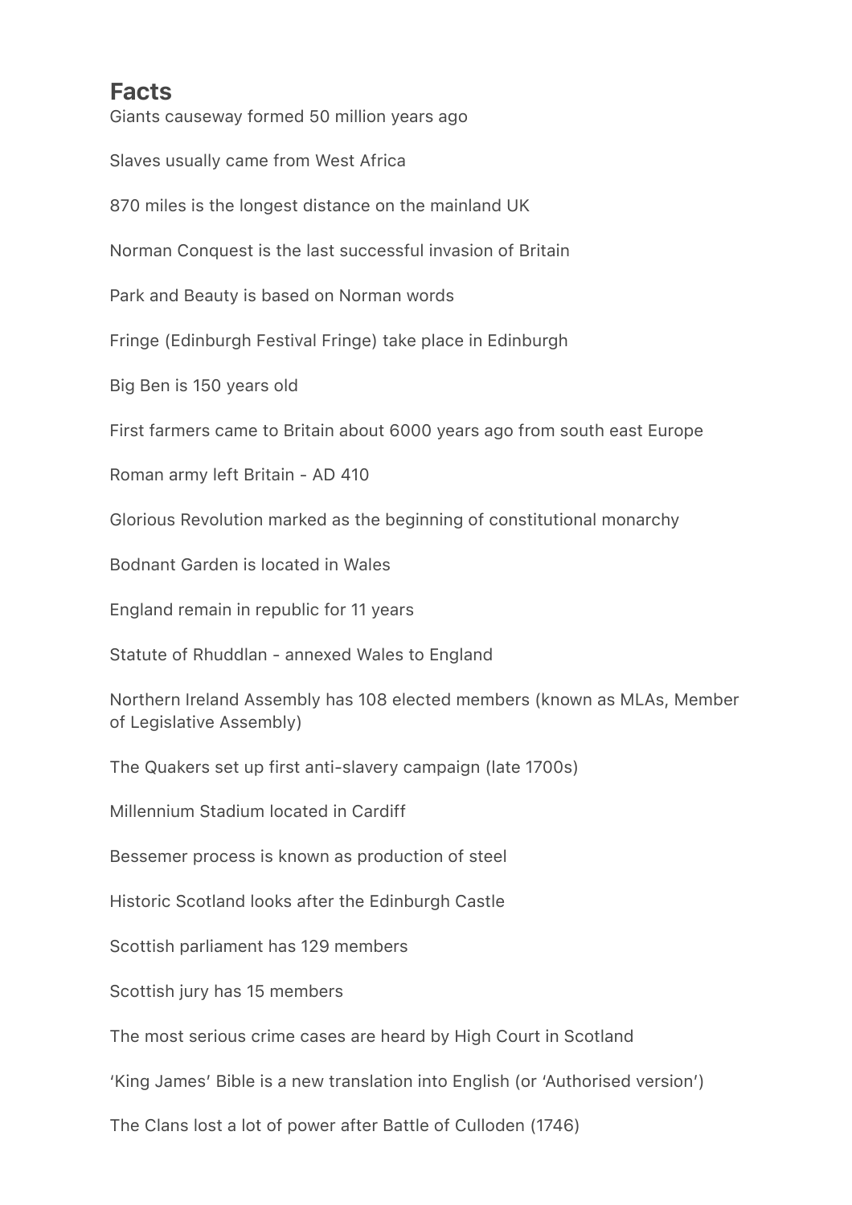## Facts

Giants causeway formed 50 million years ago

Slaves usually came from West Africa

870 miles is the longest distance on the mainland UK

Norman Conquest is the last successful invasion of Britain

Park and Beauty is based on Norman words

Fringe (Edinburgh Festival Fringe) take place in Edinburgh

Big Ben is 150 years old

First farmers came to Britain about 6000 years ago from south east Europe

Roman army left Britain - AD 410

Glorious Revolution marked as the beginning of constitutional monarchy

Bodnant Garden is located in Wales

England remain in republic for 11 years

Statute of Rhuddlan - annexed Wales to England

Northern Ireland Assembly has 108 elected members (known as MLAs, Member of Legislative Assembly)

The Quakers set up first anti-slavery campaign (late 1700s)

Millennium Stadium located in Cardiff

Bessemer process is known as production of steel

Historic Scotland looks after the Edinburgh Castle

Scottish parliament has 129 members

Scottish jury has 15 members

The most serious crime cases are heard by High Court in Scotland

'King James' Bible is a new translation into English (or 'Authorised version')

The Clans lost a lot of power after Battle of Culloden (1746)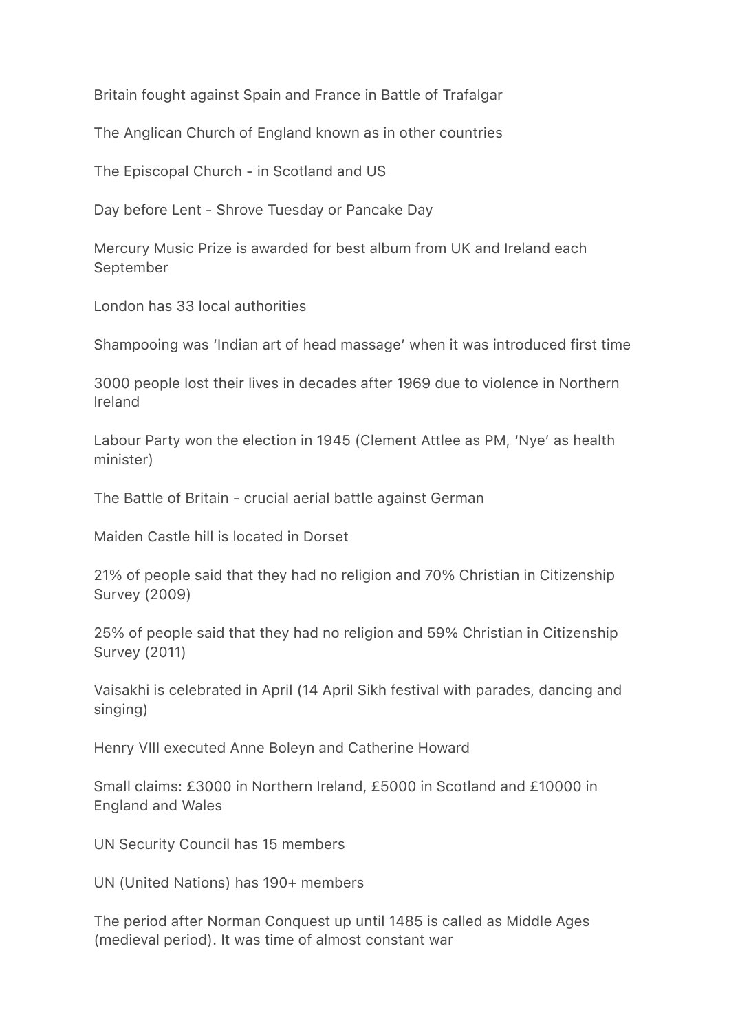Britain fought against Spain and France in Battle of Trafalgar

The Anglican Church of England known as in other countries

The Episcopal Church - in Scotland and US

Day before Lent - Shrove Tuesday or Pancake Day

Mercury Music Prize is awarded for best album from UK and Ireland each September

London has 33 local authorities

Shampooing was 'Indian art of head massage' when it was introduced first time

3000 people lost their lives in decades after 1969 due to violence in Northern Ireland

Labour Party won the election in 1945 (Clement Attlee as PM, 'Nye' as health minister)

The Battle of Britain - crucial aerial battle against German

Maiden Castle hill is located in Dorset

21% of people said that they had no religion and 70% Christian in Citizenship Survey (2009)

25% of people said that they had no religion and 59% Christian in Citizenship Survey (2011)

Vaisakhi is celebrated in April (14 April Sikh festival with parades, dancing and singing)

Henry VIII executed Anne Boleyn and Catherine Howard

Small claims: £3000 in Northern Ireland, £5000 in Scotland and £10000 in England and Wales

UN Security Council has 15 members

UN (United Nations) has 190+ members

The period after Norman Conquest up until 1485 is called as Middle Ages (medieval period). It was time of almost constant war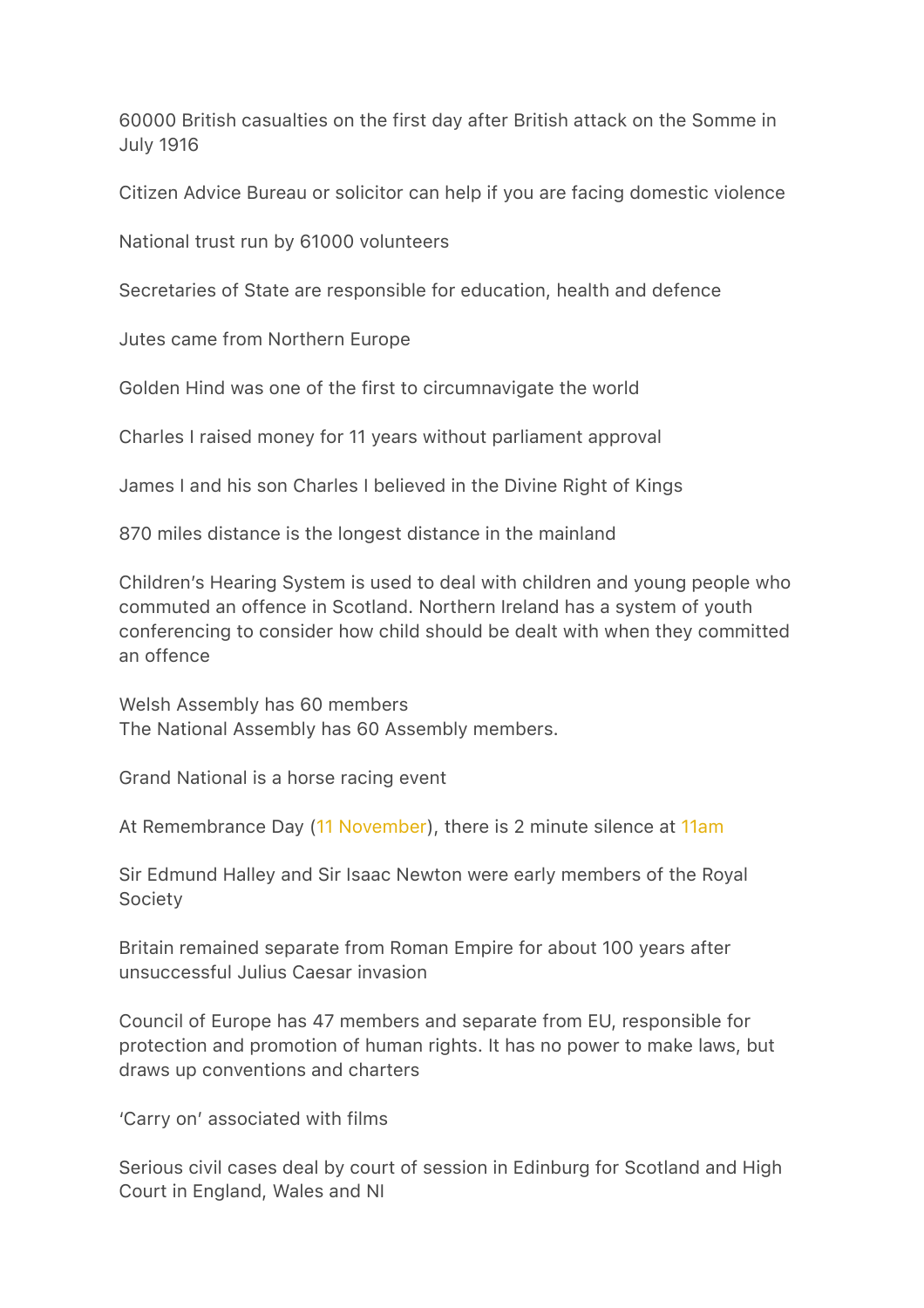60000 British casualties on the first day after British attack on the Somme in July 1916

Citizen Advice Bureau or solicitor can help if you are facing domestic violence

National trust run by 61000 volunteers

Secretaries of State are responsible for education, health and defence

Jutes came from Northern Europe

Golden Hind was one of the first to circumnavigate the world

Charles I raised money for 11 years without parliament approval

James I and his son Charles I believed in the Divine Right of Kings

870 miles distance is the longest distance in the mainland

Children's Hearing System is used to deal with children and young people who commuted an offence in Scotland. Northern Ireland has a system of youth conferencing to consider how child should be dealt with when they committed an offence

Welsh Assembly has 60 members
The National Assembly has 60 Assembly members.

Grand National is a horse racing event

At Remembrance Day (11 November), there is 2 minute silence at 11am

Sir Edmund Halley and Sir Isaac Newton were early members of the Royal Society

Britain remained separate from Roman Empire for about 100 years after unsuccessful Julius Caesar invasion

Council of Europe has 47 members and separate from EU, responsible for protection and promotion of human rights. It has no power to make laws, but draws up conventions and charters

'Carry on' associated with films

Serious civil cases deal by court of session in Edinburg for Scotland and High Court in England, Wales and NI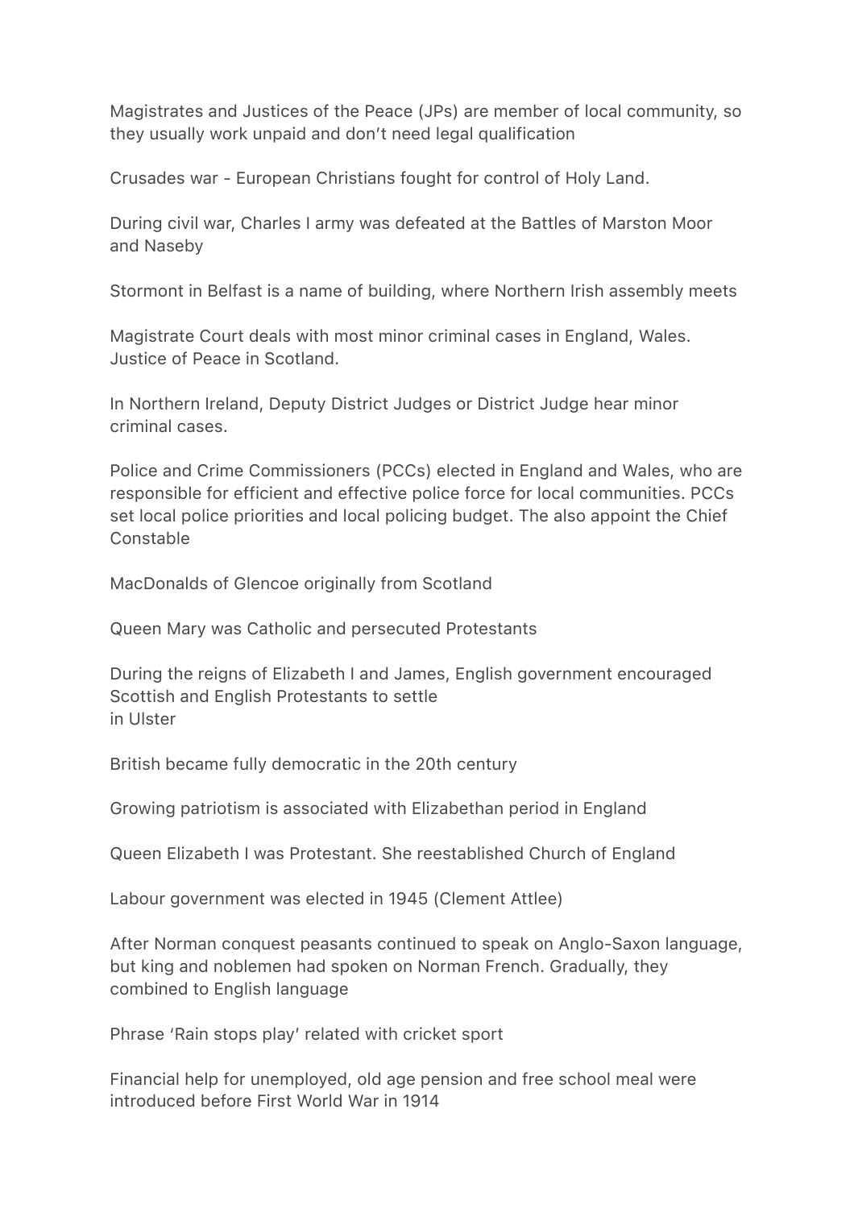Magistrates and Justices of the Peace (JPs) are member of local community, so they usually work unpaid and don't need legal qualification

Crusades war - European Christians fought for control of Holy Land.

During civil war, Charles I army was defeated at the Battles of Marston Moor and Naseby

Stormont in Belfast is a name of building, where Northern Irish assembly meets

Magistrate Court deals with most minor criminal cases in England, Wales. Justice of Peace in Scotland.

In Northern Ireland, Deputy District Judges or District Judge hear minor criminal cases.

Police and Crime Commissioners (PCCs) elected in England and Wales, who are responsible for efficient and effective police force for local communities. PCCs set local police priorities and local policing budget. The also appoint the Chief Constable

MacDonalds of Glencoe originally from Scotland

Queen Mary was Catholic and persecuted Protestants

During the reigns of Elizabeth I and James, English government encouraged Scottish and English Protestants to settle
in Ulster

British became fully democratic in the 20th century

Growing patriotism is associated with Elizabethan period in England

Queen Elizabeth I was Protestant. She reestablished Church of England

Labour government was elected in 1945 (Clement Attlee)

After Norman conquest peasants continued to speak on Anglo-Saxon language, but king and noblemen had spoken on Norman French. Gradually, they combined to English language

Phrase 'Rain stops play' related with cricket sport

Financial help for unemployed, old age pension and free school meal were introduced before First World War in 1914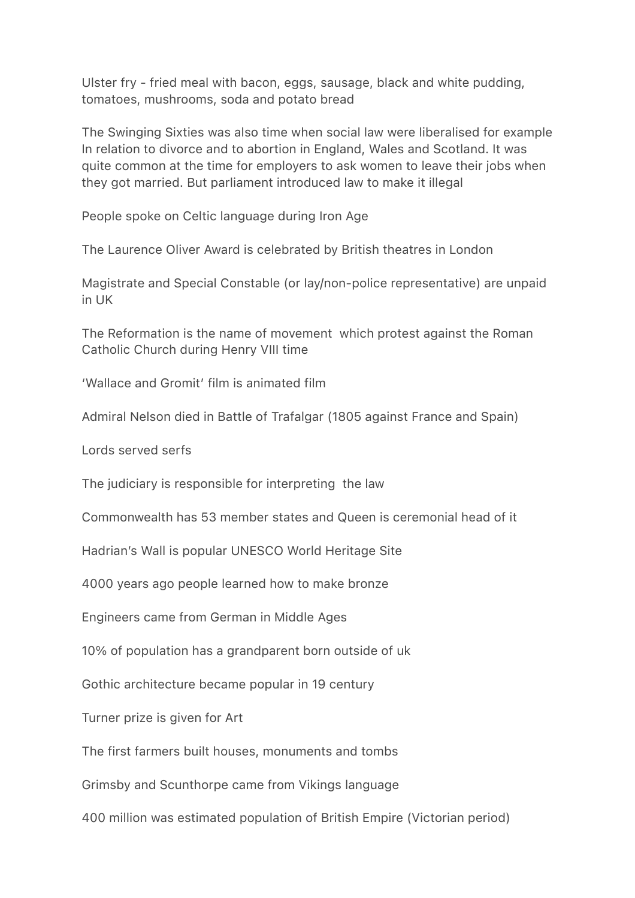Ulster fry - fried meal with bacon, eggs, sausage, black and white pudding, tomatoes, mushrooms, soda and potato bread

The Swinging Sixties was also time when social law were liberalised for example In relation to divorce and to abortion in England, Wales and Scotland. It was quite common at the time for employers to ask women to leave their jobs when they got married. But parliament introduced law to make it illegal

People spoke on Celtic language during Iron Age

The Laurence Oliver Award is celebrated by British theatres in London

Magistrate and Special Constable (or lay/non-police representative) are unpaid in UK

The Reformation is the name of movement  which protest against the Roman Catholic Church during Henry VIII time

'Wallace and Gromit' film is animated film

Admiral Nelson died in Battle of Trafalgar (1805 against France and Spain)

Lords served serfs

The judiciary is responsible for interpreting  the law

Commonwealth has 53 member states and Queen is ceremonial head of it

Hadrian's Wall is popular UNESCO World Heritage Site

4000 years ago people learned how to make bronze

Engineers came from German in Middle Ages

10% of population has a grandparent born outside of uk

Gothic architecture became popular in 19 century

Turner prize is given for Art

The first farmers built houses, monuments and tombs

Grimsby and Scunthorpe came from Vikings language

400 million was estimated population of British Empire (Victorian period)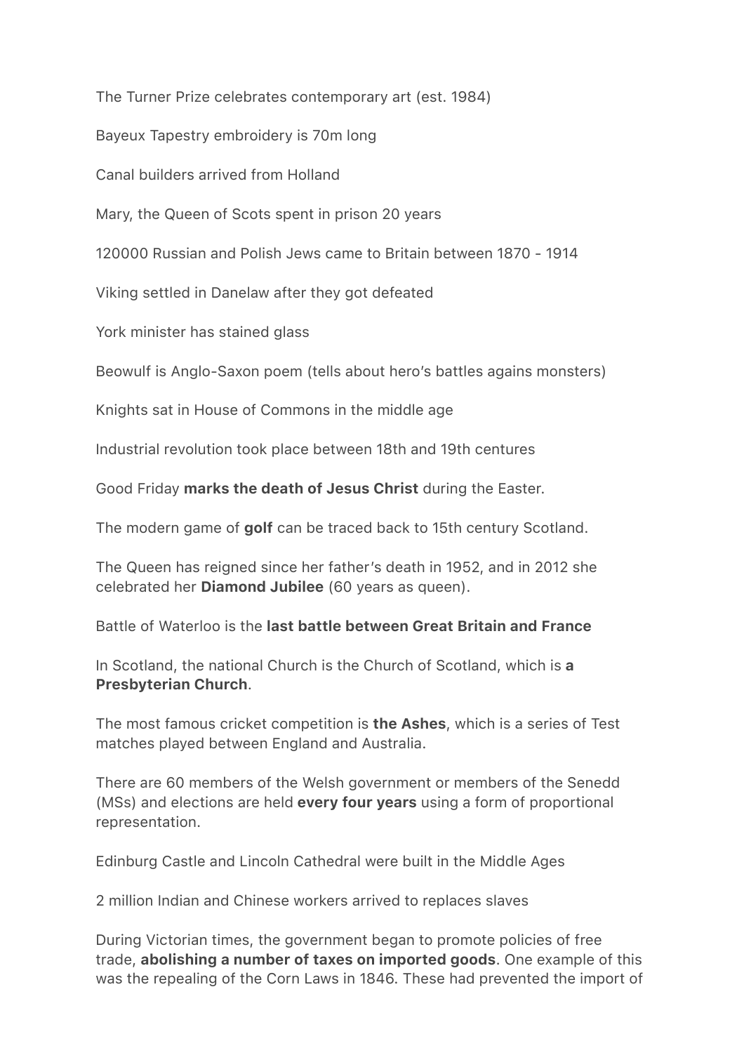The Turner Prize celebrates contemporary art (est. 1984)

Bayeux Tapestry embroidery is 70m long

Canal builders arrived from Holland

Mary, the Queen of Scots spent in prison 20 years

120000 Russian and Polish Jews came to Britain between 1870 - 1914

Viking settled in Danelaw after they got defeated

York minister has stained glass

Beowulf is Anglo-Saxon poem (tells about hero's battles agains monsters)

Knights sat in House of Commons in the middle age

Industrial revolution took place between 18th and 19th centures

Good Friday **marks the death of Jesus Christ** during the Easter.

The modern game of **golf** can be traced back to 15th century Scotland.

The Queen has reigned since her father's death in 1952, and in 2012 she celebrated her **Diamond Jubilee** (60 years as queen).

Battle of Waterloo is the **last battle between Great Britain and France**

In Scotland, the national Church is the Church of Scotland, which is **a Presbyterian Church**.

The most famous cricket competition is **the Ashes**, which is a series of Test matches played between England and Australia.

There are 60 members of the Welsh government or members of the Senedd (MSs) and elections are held **every four years** using a form of proportional representation.

Edinburg Castle and Lincoln Cathedral were built in the Middle Ages

2 million Indian and Chinese workers arrived to replaces slaves

During Victorian times, the government began to promote policies of free trade, **abolishing a number of taxes on imported goods**. One example of this was the repealing of the Corn Laws in 1846. These had prevented the import of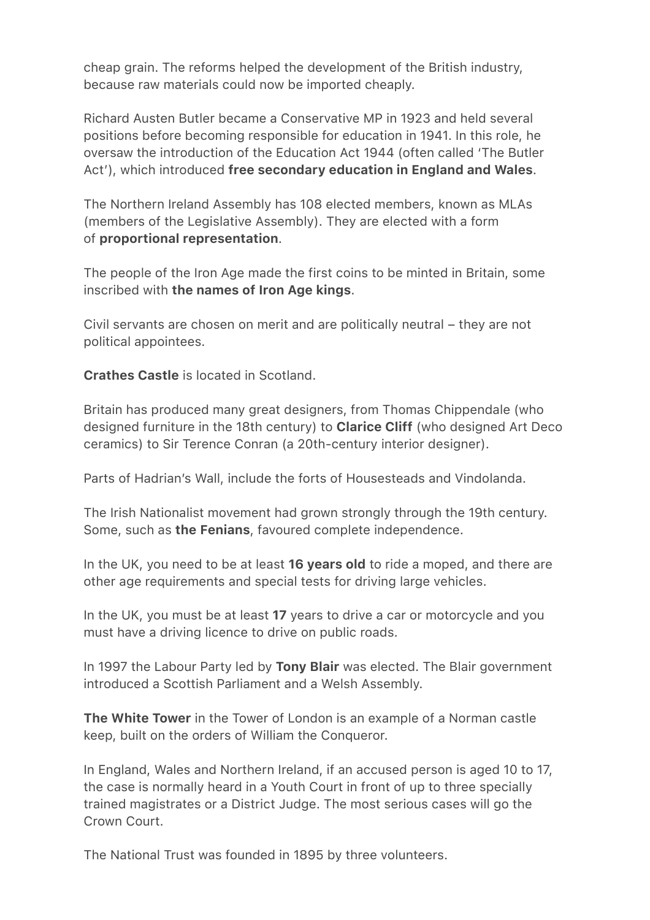cheap grain. The reforms helped the development of the British industry, because raw materials could now be imported cheaply.

Richard Austen Butler became a Conservative MP in 1923 and held several positions before becoming responsible for education in 1941. In this role, he oversaw the introduction of the Education Act 1944 (often called 'The Butler Act'), which introduced **free secondary education in England and Wales**.

The Northern Ireland Assembly has 108 elected members, known as MLAs (members of the Legislative Assembly). They are elected with a form of **proportional representation**.

The people of the Iron Age made the first coins to be minted in Britain, some inscribed with **the names of Iron Age kings**.

Civil servants are chosen on merit and are politically neutral – they are not political appointees.

**Crathes Castle** is located in Scotland.

Britain has produced many great designers, from Thomas Chippendale (who designed furniture in the 18th century) to **Clarice Cliff** (who designed Art Deco ceramics) to Sir Terence Conran (a 20th-century interior designer).

Parts of Hadrian's Wall, include the forts of Housesteads and Vindolanda.

The Irish Nationalist movement had grown strongly through the 19th century. Some, such as **the Fenians**, favoured complete independence.

In the UK, you need to be at least **16 years old** to ride a moped, and there are other age requirements and special tests for driving large vehicles.

In the UK, you must be at least **17** years to drive a car or motorcycle and you must have a driving licence to drive on public roads.

In 1997 the Labour Party led by **Tony Blair** was elected. The Blair government introduced a Scottish Parliament and a Welsh Assembly.

**The White Tower** in the Tower of London is an example of a Norman castle keep, built on the orders of William the Conqueror.

In England, Wales and Northern Ireland, if an accused person is aged 10 to 17, the case is normally heard in a Youth Court in front of up to three specially trained magistrates or a District Judge. The most serious cases will go the Crown Court.

The National Trust was founded in 1895 by three volunteers.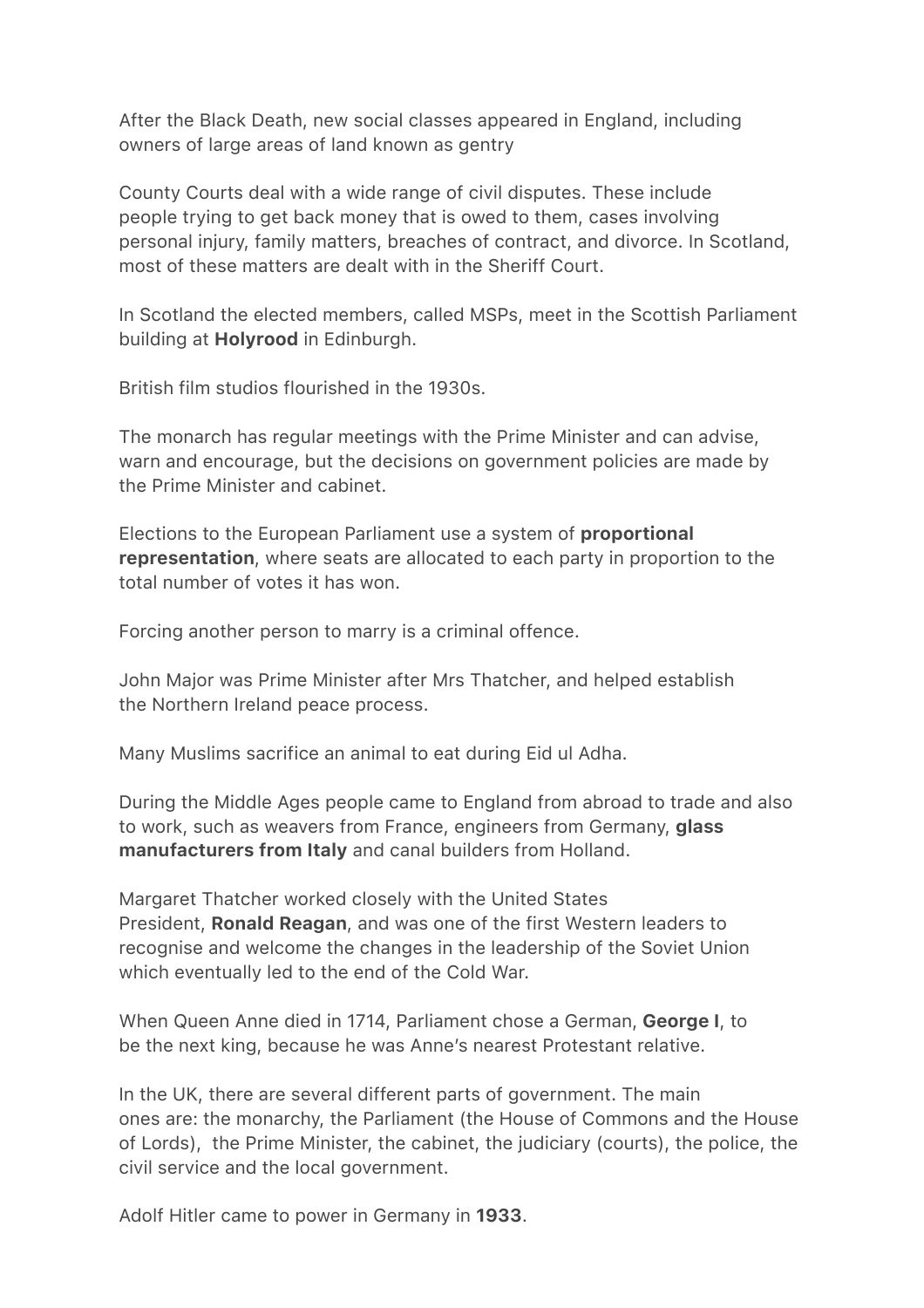After the Black Death, new social classes appeared in England, including owners of large areas of land known as gentry

County Courts deal with a wide range of civil disputes. These include people trying to get back money that is owed to them, cases involving personal injury, family matters, breaches of contract, and divorce. In Scotland, most of these matters are dealt with in the Sheriff Court.

In Scotland the elected members, called MSPs, meet in the Scottish Parliament building at **Holyrood** in Edinburgh.

British film studios flourished in the 1930s.

The monarch has regular meetings with the Prime Minister and can advise, warn and encourage, but the decisions on government policies are made by the Prime Minister and cabinet.

Elections to the European Parliament use a system of **proportional representation**, where seats are allocated to each party in proportion to the total number of votes it has won.

Forcing another person to marry is a criminal offence.

John Major was Prime Minister after Mrs Thatcher, and helped establish the Northern Ireland peace process.

Many Muslims sacrifice an animal to eat during Eid ul Adha.

During the Middle Ages people came to England from abroad to trade and also to work, such as weavers from France, engineers from Germany, **glass manufacturers from Italy** and canal builders from Holland.

Margaret Thatcher worked closely with the United States President, **Ronald Reagan**, and was one of the first Western leaders to recognise and welcome the changes in the leadership of the Soviet Union which eventually led to the end of the Cold War.

When Queen Anne died in 1714, Parliament chose a German, **George I**, to be the next king, because he was Anne's nearest Protestant relative.

In the UK, there are several different parts of government. The main ones are: the monarchy, the Parliament (the House of Commons and the House of Lords), the Prime Minister, the cabinet, the judiciary (courts), the police, the civil service and the local government.

Adolf Hitler came to power in Germany in **1933**.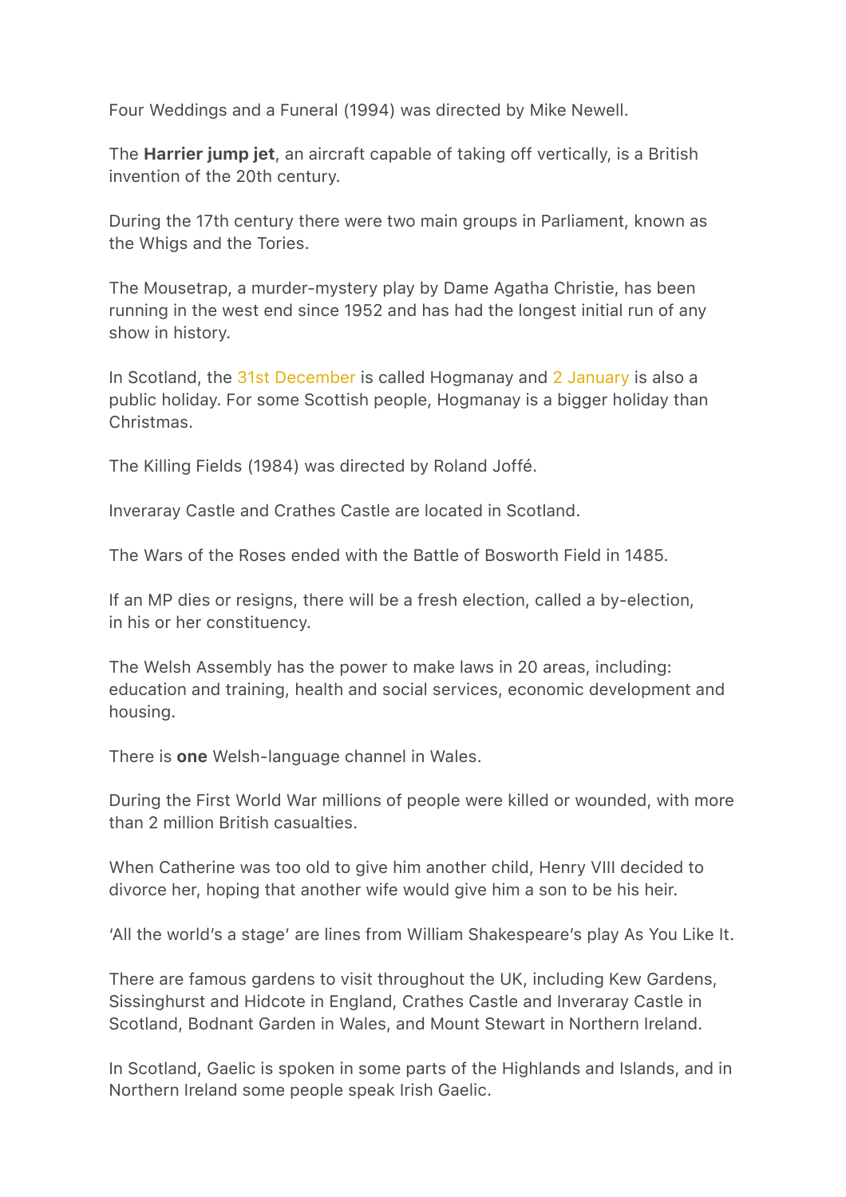Four Weddings and a Funeral (1994) was directed by Mike Newell.

The **Harrier jump jet**, an aircraft capable of taking off vertically, is a British invention of the 20th century.

During the 17th century there were two main groups in Parliament, known as the Whigs and the Tories.

The Mousetrap, a murder-mystery play by Dame Agatha Christie, has been running in the west end since 1952 and has had the longest initial run of any show in history.

In Scotland, the 31st December is called Hogmanay and 2 January is also a public holiday. For some Scottish people, Hogmanay is a bigger holiday than Christmas.

The Killing Fields (1984) was directed by Roland Joffé.

Inveraray Castle and Crathes Castle are located in Scotland.

The Wars of the Roses ended with the Battle of Bosworth Field in 1485.

If an MP dies or resigns, there will be a fresh election, called a by-election, in his or her constituency.

The Welsh Assembly has the power to make laws in 20 areas, including: education and training, health and social services, economic development and housing.

There is **one** Welsh-language channel in Wales.

During the First World War millions of people were killed or wounded, with more than 2 million British casualties.

When Catherine was too old to give him another child, Henry VIII decided to divorce her, hoping that another wife would give him a son to be his heir.

'All the world's a stage' are lines from William Shakespeare's play As You Like It.

There are famous gardens to visit throughout the UK, including Kew Gardens, Sissinghurst and Hidcote in England, Crathes Castle and Inveraray Castle in Scotland, Bodnant Garden in Wales, and Mount Stewart in Northern Ireland.

In Scotland, Gaelic is spoken in some parts of the Highlands and Islands, and in Northern Ireland some people speak Irish Gaelic.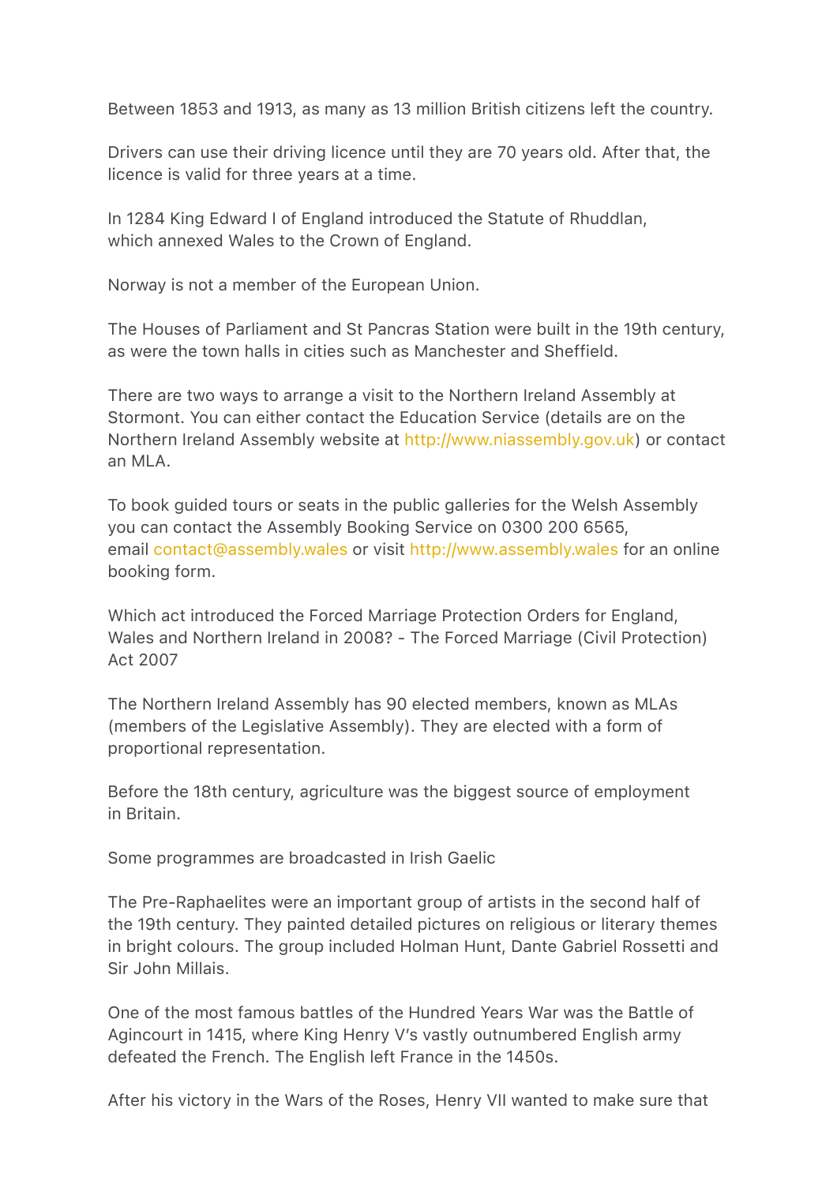Between 1853 and 1913, as many as 13 million British citizens left the country.

Drivers can use their driving licence until they are 70 years old. After that, the licence is valid for three years at a time.

In 1284 King Edward I of England introduced the Statute of Rhuddlan, which annexed Wales to the Crown of England.

Norway is not a member of the European Union.

The Houses of Parliament and St Pancras Station were built in the 19th century, as were the town halls in cities such as Manchester and Sheffield.

There are two ways to arrange a visit to the Northern Ireland Assembly at Stormont. You can either contact the Education Service (details are on the Northern Ireland Assembly website at http://www.niassembly.gov.uk) or contact an MLA.

To book guided tours or seats in the public galleries for the Welsh Assembly you can contact the Assembly Booking Service on 0300 200 6565, email contact@assembly.wales or visit http://www.assembly.wales for an online booking form.

Which act introduced the Forced Marriage Protection Orders for England, Wales and Northern Ireland in 2008? - The Forced Marriage (Civil Protection) Act 2007

The Northern Ireland Assembly has 90 elected members, known as MLAs (members of the Legislative Assembly). They are elected with a form of proportional representation.

Before the 18th century, agriculture was the biggest source of employment in Britain.

Some programmes are broadcasted in Irish Gaelic

The Pre-Raphaelites were an important group of artists in the second half of the 19th century. They painted detailed pictures on religious or literary themes in bright colours. The group included Holman Hunt, Dante Gabriel Rossetti and Sir John Millais.

One of the most famous battles of the Hundred Years War was the Battle of Agincourt in 1415, where King Henry V's vastly outnumbered English army defeated the French. The English left France in the 1450s.

After his victory in the Wars of the Roses, Henry VII wanted to make sure that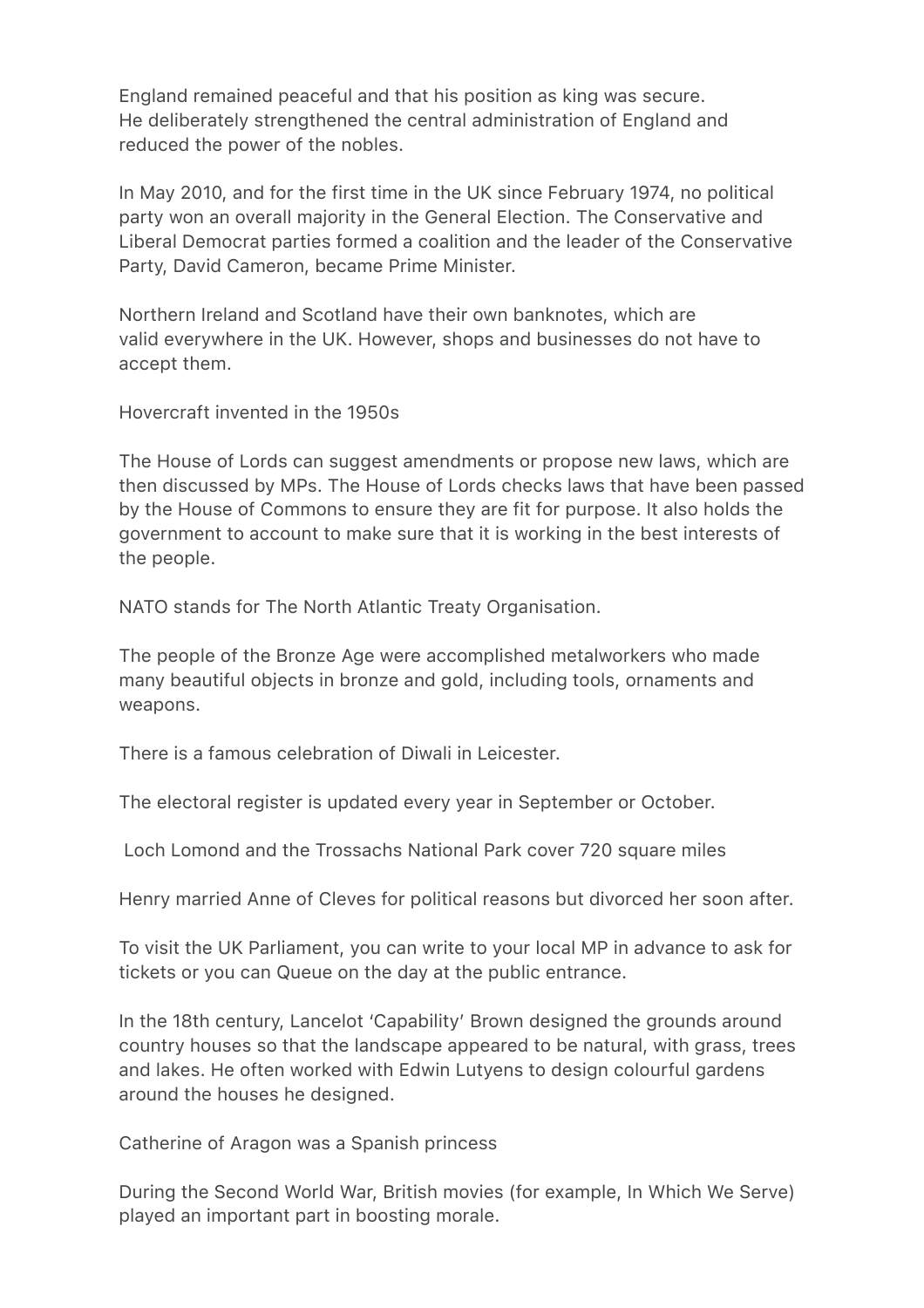England remained peaceful and that his position as king was secure. He deliberately strengthened the central administration of England and reduced the power of the nobles.

In May 2010, and for the first time in the UK since February 1974, no political party won an overall majority in the General Election. The Conservative and Liberal Democrat parties formed a coalition and the leader of the Conservative Party, David Cameron, became Prime Minister.

Northern Ireland and Scotland have their own banknotes, which are valid everywhere in the UK. However, shops and businesses do not have to accept them.

Hovercraft invented in the 1950s

The House of Lords can suggest amendments or propose new laws, which are then discussed by MPs. The House of Lords checks laws that have been passed by the House of Commons to ensure they are fit for purpose. It also holds the government to account to make sure that it is working in the best interests of the people.

NATO stands for The North Atlantic Treaty Organisation.

The people of the Bronze Age were accomplished metalworkers who made many beautiful objects in bronze and gold, including tools, ornaments and weapons.

There is a famous celebration of Diwali in Leicester.

The electoral register is updated every year in September or October.

Loch Lomond and the Trossachs National Park cover 720 square miles

Henry married Anne of Cleves for political reasons but divorced her soon after.

To visit the UK Parliament, you can write to your local MP in advance to ask for tickets or you can Queue on the day at the public entrance.

In the 18th century, Lancelot 'Capability' Brown designed the grounds around country houses so that the landscape appeared to be natural, with grass, trees and lakes. He often worked with Edwin Lutyens to design colourful gardens around the houses he designed.

Catherine of Aragon was a Spanish princess

During the Second World War, British movies (for example, In Which We Serve) played an important part in boosting morale.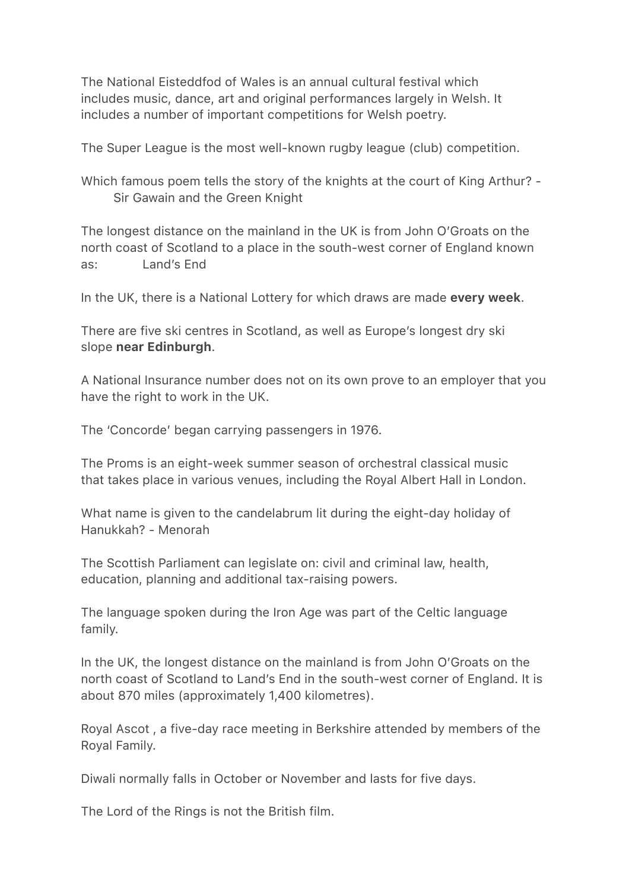The National Eisteddfod of Wales is an annual cultural festival which includes music, dance, art and original performances largely in Welsh. It includes a number of important competitions for Welsh poetry.

The Super League is the most well-known rugby league (club) competition.

Which famous poem tells the story of the knights at the court of King Arthur? - Sir Gawain and the Green Knight

The longest distance on the mainland in the UK is from John O'Groats on the north coast of Scotland to a place in the south-west corner of England known as: Land's End

In the UK, there is a National Lottery for which draws are made **every week**.

There are five ski centres in Scotland, as well as Europe's longest dry ski slope **near Edinburgh**.

A National Insurance number does not on its own prove to an employer that you have the right to work in the UK.

The 'Concorde' began carrying passengers in 1976.

The Proms is an eight-week summer season of orchestral classical music that takes place in various venues, including the Royal Albert Hall in London.

What name is given to the candelabrum lit during the eight-day holiday of Hanukkah? - Menorah

The Scottish Parliament can legislate on: civil and criminal law, health, education, planning and additional tax-raising powers.

The language spoken during the Iron Age was part of the Celtic language family.

In the UK, the longest distance on the mainland is from John O'Groats on the north coast of Scotland to Land's End in the south-west corner of England. It is about 870 miles (approximately 1,400 kilometres).

Royal Ascot , a five-day race meeting in Berkshire attended by members of the Royal Family.

Diwali normally falls in October or November and lasts for five days.

The Lord of the Rings is not the British film.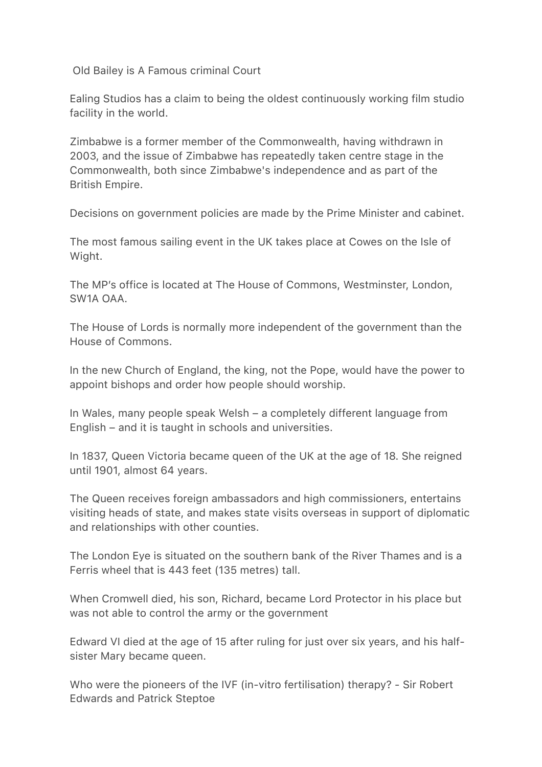Old Bailey is A Famous criminal Court

Ealing Studios has a claim to being the oldest continuously working film studio facility in the world.

Zimbabwe is a former member of the Commonwealth, having withdrawn in 2003, and the issue of Zimbabwe has repeatedly taken centre stage in the Commonwealth, both since Zimbabwe's independence and as part of the British Empire.

Decisions on government policies are made by the Prime Minister and cabinet.

The most famous sailing event in the UK takes place at Cowes on the Isle of Wight.

The MP's office is located at The House of Commons, Westminster, London, SW1A OAA.

The House of Lords is normally more independent of the government than the House of Commons.

In the new Church of England, the king, not the Pope, would have the power to appoint bishops and order how people should worship.

In Wales, many people speak Welsh – a completely different language from English – and it is taught in schools and universities.

In 1837, Queen Victoria became queen of the UK at the age of 18. She reigned until 1901, almost 64 years.

The Queen receives foreign ambassadors and high commissioners, entertains visiting heads of state, and makes state visits overseas in support of diplomatic and relationships with other counties.

The London Eye is situated on the southern bank of the River Thames and is a Ferris wheel that is 443 feet (135 metres) tall.

When Cromwell died, his son, Richard, became Lord Protector in his place but was not able to control the army or the government

Edward VI died at the age of 15 after ruling for just over six years, and his half-sister Mary became queen.

Who were the pioneers of the IVF (in-vitro fertilisation) therapy? - Sir Robert Edwards and Patrick Steptoe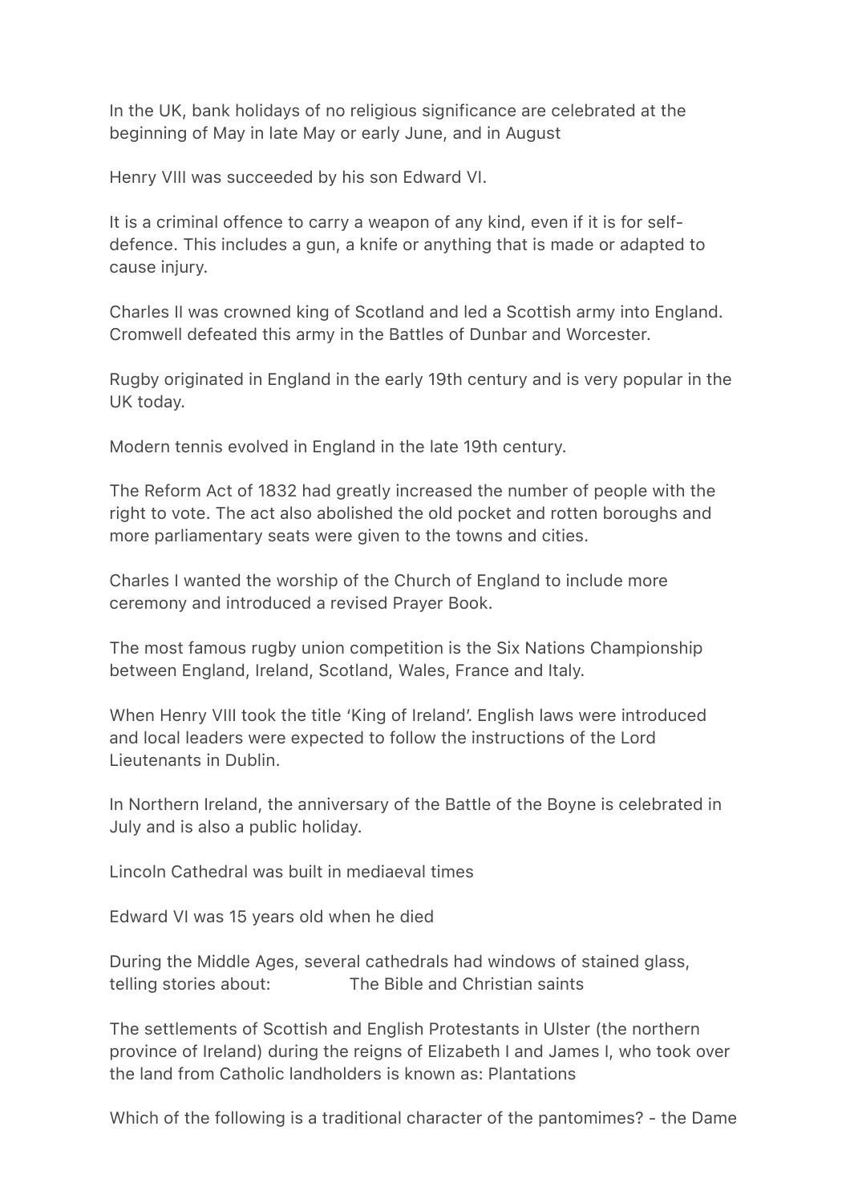In the UK, bank holidays of no religious significance are celebrated at the beginning of May in late May or early June, and in August

Henry VIII was succeeded by his son Edward VI.

It is a criminal offence to carry a weapon of any kind, even if it is for self-defence. This includes a gun, a knife or anything that is made or adapted to cause injury.

Charles II was crowned king of Scotland and led a Scottish army into England. Cromwell defeated this army in the Battles of Dunbar and Worcester.

Rugby originated in England in the early 19th century and is very popular in the UK today.

Modern tennis evolved in England in the late 19th century.

The Reform Act of 1832 had greatly increased the number of people with the right to vote. The act also abolished the old pocket and rotten boroughs and more parliamentary seats were given to the towns and cities.

Charles I wanted the worship of the Church of England to include more ceremony and introduced a revised Prayer Book.

The most famous rugby union competition is the Six Nations Championship between England, Ireland, Scotland, Wales, France and Italy.

When Henry VIII took the title 'King of Ireland'. English laws were introduced and local leaders were expected to follow the instructions of the Lord Lieutenants in Dublin.

In Northern Ireland, the anniversary of the Battle of the Boyne is celebrated in July and is also a public holiday.

Lincoln Cathedral was built in mediaeval times

Edward VI was 15 years old when he died

During the Middle Ages, several cathedrals had windows of stained glass, telling stories about: The Bible and Christian saints

The settlements of Scottish and English Protestants in Ulster (the northern province of Ireland) during the reigns of Elizabeth I and James I, who took over the land from Catholic landholders is known as: Plantations

Which of the following is a traditional character of the pantomimes? - the Dame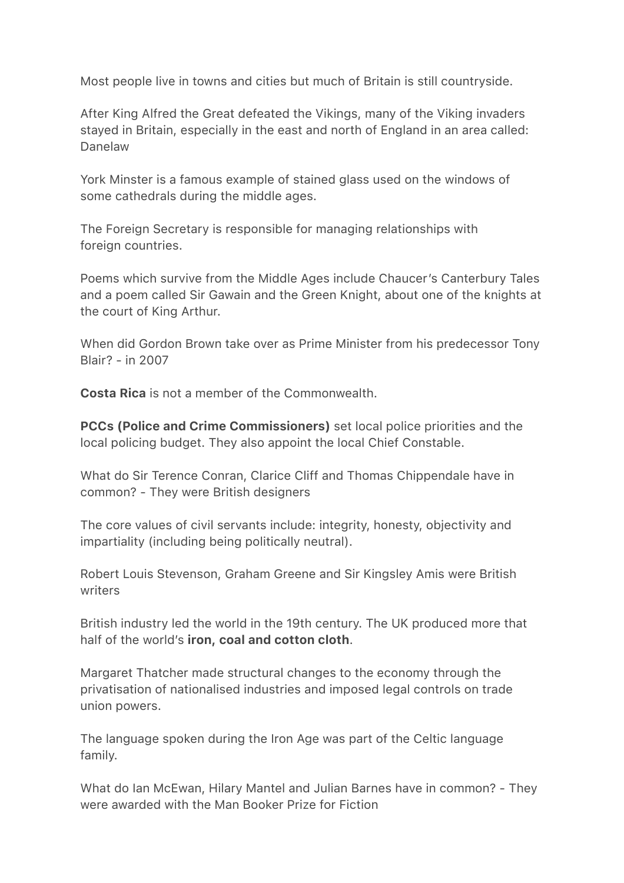Most people live in towns and cities but much of Britain is still countryside.

After King Alfred the Great defeated the Vikings, many of the Viking invaders stayed in Britain, especially in the east and north of England in an area called: Danelaw

York Minster is a famous example of stained glass used on the windows of some cathedrals during the middle ages.

The Foreign Secretary is responsible for managing relationships with foreign countries.

Poems which survive from the Middle Ages include Chaucer's Canterbury Tales and a poem called Sir Gawain and the Green Knight, about one of the knights at the court of King Arthur.

When did Gordon Brown take over as Prime Minister from his predecessor Tony Blair? - in 2007

**Costa Rica** is not a member of the Commonwealth.

**PCCs (Police and Crime Commissioners)** set local police priorities and the local policing budget. They also appoint the local Chief Constable.

What do Sir Terence Conran, Clarice Cliff and Thomas Chippendale have in common? - They were British designers

The core values of civil servants include: integrity, honesty, objectivity and impartiality (including being politically neutral).

Robert Louis Stevenson, Graham Greene and Sir Kingsley Amis were British writers

British industry led the world in the 19th century. The UK produced more that half of the world's **iron, coal and cotton cloth**.

Margaret Thatcher made structural changes to the economy through the privatisation of nationalised industries and imposed legal controls on trade union powers.

The language spoken during the Iron Age was part of the Celtic language family.

What do Ian McEwan, Hilary Mantel and Julian Barnes have in common? - They were awarded with the Man Booker Prize for Fiction